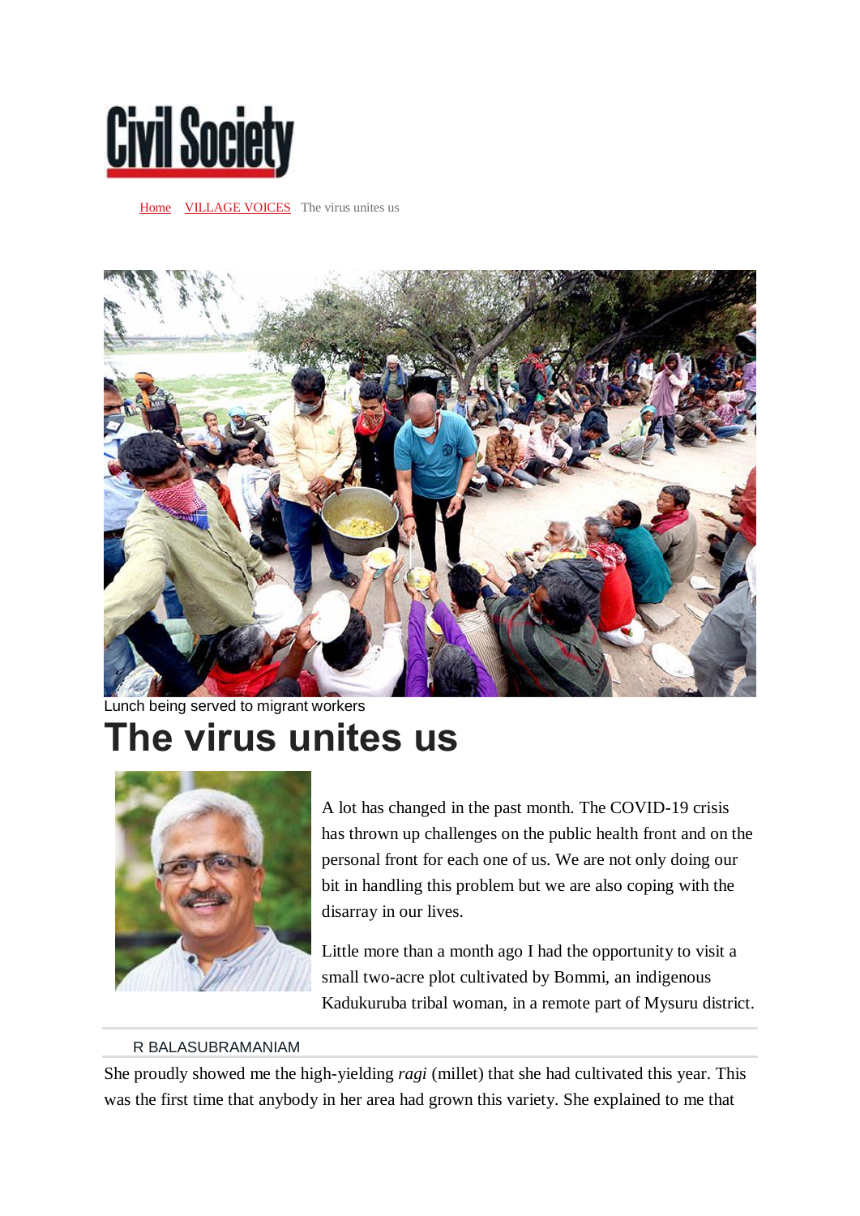Home VILLAGE VOICES The virus unites us

Lunch being served to migrant workers

# The virus unites us

A lot has changed in the past month. The COVID-19 crisis has thrown up challenges on the public health front and on the personal front for each one of us. We are not only doing our bit in handling this problem but we are also coping with the disarray in our lives.

Little more than a month ago I had the opportunity to visit a small two-acre plot cultivated by Bommi, an indigenous Kadukuruba tribal woman, in a remote part of Mysuru district.

R BALASUBRAMANIAM

She proudly showed me the high-yielding *ragi* (millet) that she had cultivated this year. This was the first time that anybody in her area had grown this variety. She explained to me that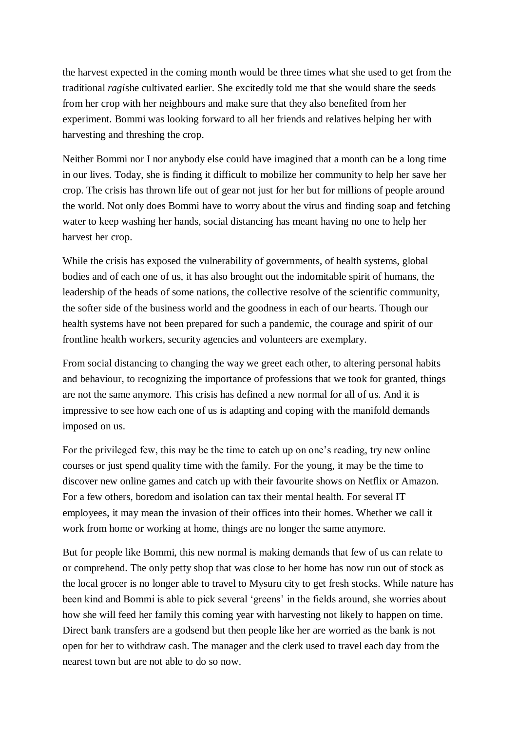the harvest expected in the coming month would be three times what she used to get from the traditional *ragi*she cultivated earlier. She excitedly told me that she would share the seeds from her crop with her neighbours and make sure that they also benefited from her experiment. Bommi was looking forward to all her friends and relatives helping her with harvesting and threshing the crop.

Neither Bommi nor I nor anybody else could have imagined that a month can be a long time in our lives. Today, she is finding it difficult to mobilize her community to help her save her crop. The crisis has thrown life out of gear not just for her but for millions of people around the world. Not only does Bommi have to worry about the virus and finding soap and fetching water to keep washing her hands, social distancing has meant having no one to help her harvest her crop.

While the crisis has exposed the vulnerability of governments, of health systems, global bodies and of each one of us, it has also brought out the indomitable spirit of humans, the leadership of the heads of some nations, the collective resolve of the scientific community, the softer side of the business world and the goodness in each of our hearts. Though our health systems have not been prepared for such a pandemic, the courage and spirit of our frontline health workers, security agencies and volunteers are exemplary.

From social distancing to changing the way we greet each other, to altering personal habits and behaviour, to recognizing the importance of professions that we took for granted, things are not the same anymore. This crisis has defined a new normal for all of us. And it is impressive to see how each one of us is adapting and coping with the manifold demands imposed on us.

For the privileged few, this may be the time to catch up on one's reading, try new online courses or just spend quality time with the family. For the young, it may be the time to discover new online games and catch up with their favourite shows on Netflix or Amazon. For a few others, boredom and isolation can tax their mental health. For several IT employees, it may mean the invasion of their offices into their homes. Whether we call it work from home or working at home, things are no longer the same anymore.

But for people like Bommi, this new normal is making demands that few of us can relate to or comprehend. The only petty shop that was close to her home has now run out of stock as the local grocer is no longer able to travel to Mysuru city to get fresh stocks. While nature has been kind and Bommi is able to pick several 'greens' in the fields around, she worries about how she will feed her family this coming year with harvesting not likely to happen on time. Direct bank transfers are a godsend but then people like her are worried as the bank is not open for her to withdraw cash. The manager and the clerk used to travel each day from the nearest town but are not able to do so now.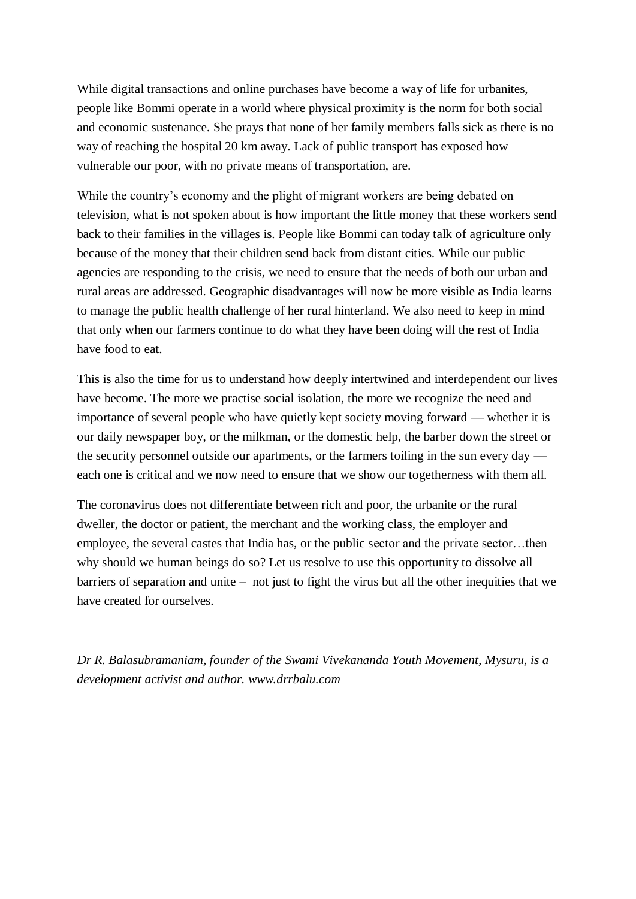While digital transactions and online purchases have become a way of life for urbanites, people like Bommi operate in a world where physical proximity is the norm for both social and economic sustenance. She prays that none of her family members falls sick as there is no way of reaching the hospital 20 km away. Lack of public transport has exposed how vulnerable our poor, with no private means of transportation, are.

While the country's economy and the plight of migrant workers are being debated on television, what is not spoken about is how important the little money that these workers send back to their families in the villages is. People like Bommi can today talk of agriculture only because of the money that their children send back from distant cities. While our public agencies are responding to the crisis, we need to ensure that the needs of both our urban and rural areas are addressed. Geographic disadvantages will now be more visible as India learns to manage the public health challenge of her rural hinterland. We also need to keep in mind that only when our farmers continue to do what they have been doing will the rest of India have food to eat.

This is also the time for us to understand how deeply intertwined and interdependent our lives have become. The more we practise social isolation, the more we recognize the need and importance of several people who have quietly kept society moving forward — whether it is our daily newspaper boy, or the milkman, or the domestic help, the barber down the street or the security personnel outside our apartments, or the farmers toiling in the sun every day — each one is critical and we now need to ensure that we show our togetherness with them all.

The coronavirus does not differentiate between rich and poor, the urbanite or the rural dweller, the doctor or patient, the merchant and the working class, the employer and employee, the several castes that India has, or the public sector and the private sector…then why should we human beings do so? Let us resolve to use this opportunity to dissolve all barriers of separation and unite – not just to fight the virus but all the other inequities that we have created for ourselves.

*Dr R. Balasubramaniam, founder of the Swami Vivekananda Youth Movement, Mysuru, is a development activist and author. www.drrbalu.com*